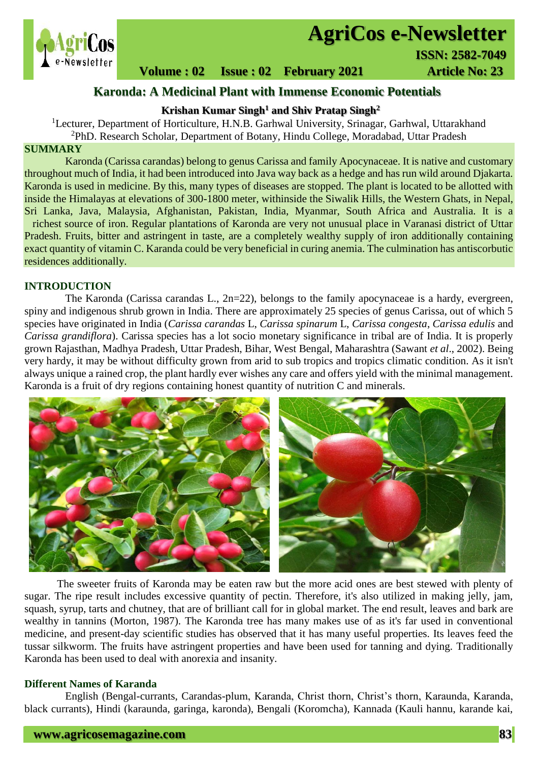# Karonda: A Medicinal Plant with Immense Economic Potentials

**Krishan Kumar Singh[1] and Shiv Pratap Singh[2]**

[1]Lecturer, Department of Horticulture, H.N.B. Garhwal University, Srinagar, Garhwal, Uttarakhand
[2]PhD. Research Scholar, Department of Botany, Hindu College, Moradabad, Uttar Pradesh

## SUMMARY

Karonda (Carissa carandas) belong to genus Carissa and family Apocynaceae. It is native and customary throughout much of India, it had been introduced into Java way back as a hedge and has run wild around Djakarta. Karonda is used in medicine. By this, many types of diseases are stopped. The plant is located to be allotted with inside the Himalayas at elevations of 300-1800 meter, withinside the Siwalik Hills, the Western Ghats, in Nepal, Sri Lanka, Java, Malaysia, Afghanistan, Pakistan, India, Myanmar, South Africa and Australia. It is a richest source of iron. Regular plantations of Karonda are very not unusual place in Varanasi district of Uttar Pradesh. Fruits, bitter and astringent in taste, are a completely wealthy supply of iron additionally containing exact quantity of vitamin C. Karanda could be very beneficial in curing anemia. The culmination has antiscorbutic residences additionally.

## INTRODUCTION

The Karonda (Carissa carandas L., 2n=22), belongs to the family apocynaceae is a hardy, evergreen, spiny and indigenous shrub grown in India. There are approximately 25 species of genus Carissa, out of which 5 species have originated in India (*Carissa carandas* L, *Carissa spinarum* L, *Carissa congesta*, *Carissa edulis* and *Carissa grandiflora*). Carissa species has a lot socio monetary significance in tribal are of India. It is properly grown Rajasthan, Madhya Pradesh, Uttar Pradesh, Bihar, West Bengal, Maharashtra (Sawant *et al*., 2002). Being very hardy, it may be without difficulty grown from arid to sub tropics and tropics climatic condition. As it isn't always unique a rained crop, the plant hardly ever wishes any care and offers yield with the minimal management. Karonda is a fruit of dry regions containing honest quantity of nutrition C and minerals.

The sweeter fruits of Karonda may be eaten raw but the more acid ones are best stewed with plenty of sugar. The ripe result includes excessive quantity of pectin. Therefore, it's also utilized in making jelly, jam, squash, syrup, tarts and chutney, that are of brilliant call for in global market. The end result, leaves and bark are wealthy in tannins (Morton, 1987). The Karonda tree has many makes use of as it's far used in conventional medicine, and present-day scientific studies has observed that it has many useful properties. Its leaves feed the tussar silkworm. The fruits have astringent properties and have been used for tanning and dying. Traditionally Karonda has been used to deal with anorexia and insanity.

### Different Names of Karanda

English (Bengal-currants, Carandas-plum, Karanda, Christ thorn, Christ's thorn, Karaunda, Karanda, black currants), Hindi (karaunda, garinga, karonda), Bengali (Koromcha), Kannada (Kauli hannu, karande kai,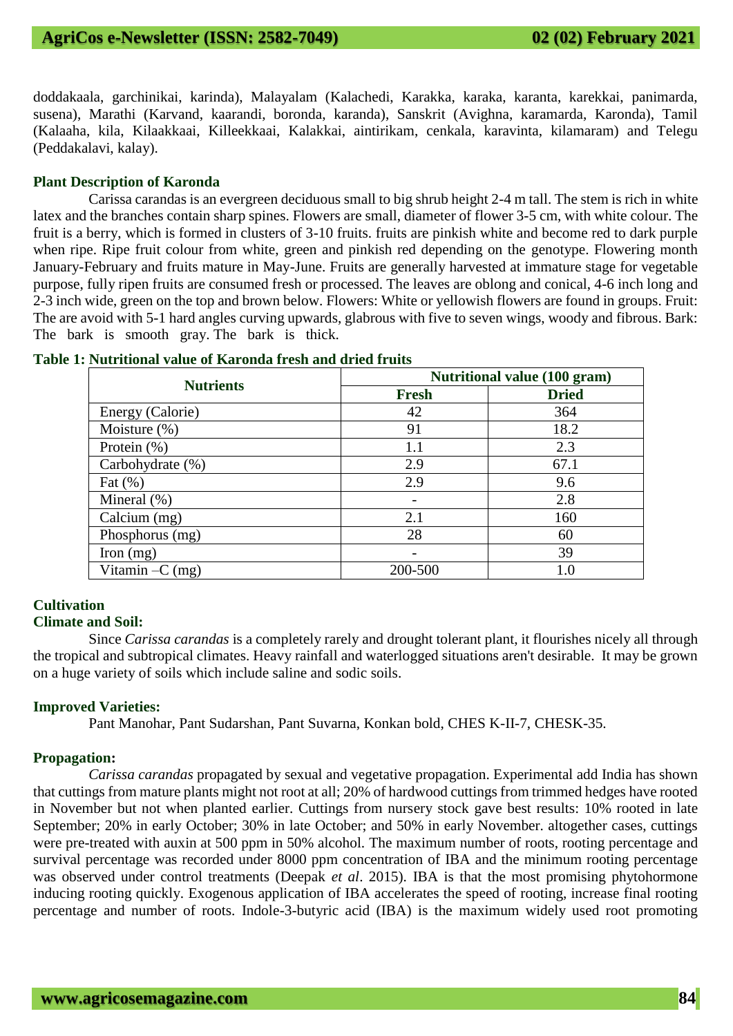doddakaala, garchinikai, karinda), Malayalam (Kalachedi, Karakka, karaka, karanta, karekkai, panimarda, susena), Marathi (Karvand, kaarandi, boronda, karanda), Sanskrit (Avighna, karamarda, Karonda), Tamil (Kalaaha, kila, Kilaakkaai, Killeekkaai, Kalakkai, aintirikam, cenkala, karavinta, kilamaram) and Telegu (Peddakalavi, kalay).

**Plant Description of Karonda**

Carissa carandas is an evergreen deciduous small to big shrub height 2-4 m tall. The stem is rich in white latex and the branches contain sharp spines. Flowers are small, diameter of flower 3-5 cm, with white colour. The fruit is a berry, which is formed in clusters of 3-10 fruits. fruits are pinkish white and become red to dark purple when ripe. Ripe fruit colour from white, green and pinkish red depending on the genotype. Flowering month January-February and fruits mature in May-June. Fruits are generally harvested at immature stage for vegetable purpose, fully ripen fruits are consumed fresh or processed. The leaves are oblong and conical, 4-6 inch long and 2-3 inch wide, green on the top and brown below. Flowers: White or yellowish flowers are found in groups. Fruit: The are avoid with 5-1 hard angles curving upwards, glabrous with five to seven wings, woody and fibrous. Bark: The bark is smooth gray. The bark is thick.

**Table 1: Nutritional value of Karonda fresh and dried fruits**

| Nutrients | Nutritional value (100 gram) | |
|---|---|---|
| | Fresh | Dried |
| Energy (Calorie) | 42 | 364 |
| Moisture (%) | 91 | 18.2 |
| Protein (%) | 1.1 | 2.3 |
| Carbohydrate (%) | 2.9 | 67.1 |
| Fat (%) | 2.9 | 9.6 |
| Mineral (%) | - | 2.8 |
| Calcium (mg) | 2.1 | 160 |
| Phosphorus (mg) | 28 | 60 |
| Iron (mg) | - | 39 |
| Vitamin –C (mg) | 200-500 | 1.0 |

**Cultivation**

**Climate and Soil:**

Since *Carissa carandas* is a completely rarely and drought tolerant plant, it flourishes nicely all through the tropical and subtropical climates. Heavy rainfall and waterlogged situations aren't desirable. It may be grown on a huge variety of soils which include saline and sodic soils.

**Improved Varieties:**

Pant Manohar, Pant Sudarshan, Pant Suvarna, Konkan bold, CHES K-II-7, CHESK-35.

**Propagation:**

*Carissa carandas* propagated by sexual and vegetative propagation. Experimental add India has shown that cuttings from mature plants might not root at all; 20% of hardwood cuttings from trimmed hedges have rooted in November but not when planted earlier. Cuttings from nursery stock gave best results: 10% rooted in late September; 20% in early October; 30% in late October; and 50% in early November. altogether cases, cuttings were pre-treated with auxin at 500 ppm in 50% alcohol. The maximum number of roots, rooting percentage and survival percentage was recorded under 8000 ppm concentration of IBA and the minimum rooting percentage was observed under control treatments (Deepak *et al*. 2015). IBA is that the most promising phytohormone inducing rooting quickly. Exogenous application of IBA accelerates the speed of rooting, increase final rooting percentage and number of roots. Indole-3-butyric acid (IBA) is the maximum widely used root promoting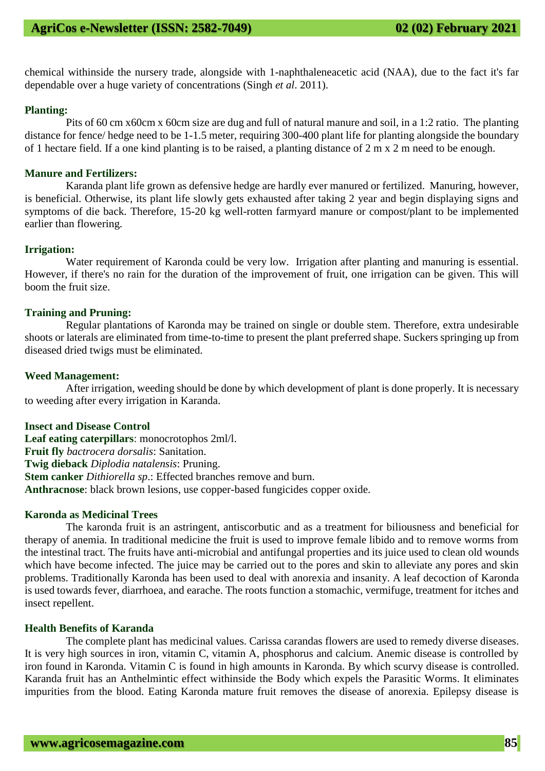chemical withinside the nursery trade, alongside with 1-naphthaleneacetic acid (NAA), due to the fact it's far dependable over a huge variety of concentrations (Singh *et al*. 2011).

**Planting:**

Pits of 60 cm x60cm x 60cm size are dug and full of natural manure and soil, in a 1:2 ratio. The planting distance for fence/ hedge need to be 1-1.5 meter, requiring 300-400 plant life for planting alongside the boundary of 1 hectare field. If a one kind planting is to be raised, a planting distance of 2 m x 2 m need to be enough.

**Manure and Fertilizers:**

Karanda plant life grown as defensive hedge are hardly ever manured or fertilized. Manuring, however, is beneficial. Otherwise, its plant life slowly gets exhausted after taking 2 year and begin displaying signs and symptoms of die back. Therefore, 15-20 kg well-rotten farmyard manure or compost/plant to be implemented earlier than flowering.

**Irrigation:**

Water requirement of Karonda could be very low. Irrigation after planting and manuring is essential. However, if there's no rain for the duration of the improvement of fruit, one irrigation can be given. This will boom the fruit size.

**Training and Pruning:**

Regular plantations of Karonda may be trained on single or double stem. Therefore, extra undesirable shoots or laterals are eliminated from time-to-time to present the plant preferred shape. Suckers springing up from diseased dried twigs must be eliminated.

**Weed Management:**

After irrigation, weeding should be done by which development of plant is done properly. It is necessary to weeding after every irrigation in Karanda.

**Insect and Disease Control**

**Leaf eating caterpillars**: monocrotophos 2ml/l.
**Fruit fly** *bactrocera dorsalis*: Sanitation.
**Twig dieback** *Diplodia natalensis*: Pruning.
**Stem canker** *Dithiorella sp*.: Effected branches remove and burn.
**Anthracnose**: black brown lesions, use copper-based fungicides copper oxide.

**Karonda as Medicinal Trees**

The karonda fruit is an astringent, antiscorbutic and as a treatment for biliousness and beneficial for therapy of anemia. In traditional medicine the fruit is used to improve female libido and to remove worms from the intestinal tract. The fruits have anti-microbial and antifungal properties and its juice used to clean old wounds which have become infected. The juice may be carried out to the pores and skin to alleviate any pores and skin problems. Traditionally Karonda has been used to deal with anorexia and insanity. A leaf decoction of Karonda is used towards fever, diarrhoea, and earache. The roots function a stomachic, vermifuge, treatment for itches and insect repellent.

**Health Benefits of Karanda**

The complete plant has medicinal values. Carissa carandas flowers are used to remedy diverse diseases. It is very high sources in iron, vitamin C, vitamin A, phosphorus and calcium. Anemic disease is controlled by iron found in Karonda. Vitamin C is found in high amounts in Karonda. By which scurvy disease is controlled. Karanda fruit has an Anthelmintic effect withinside the Body which expels the Parasitic Worms. It eliminates impurities from the blood. Eating Karonda mature fruit removes the disease of anorexia. Epilepsy disease is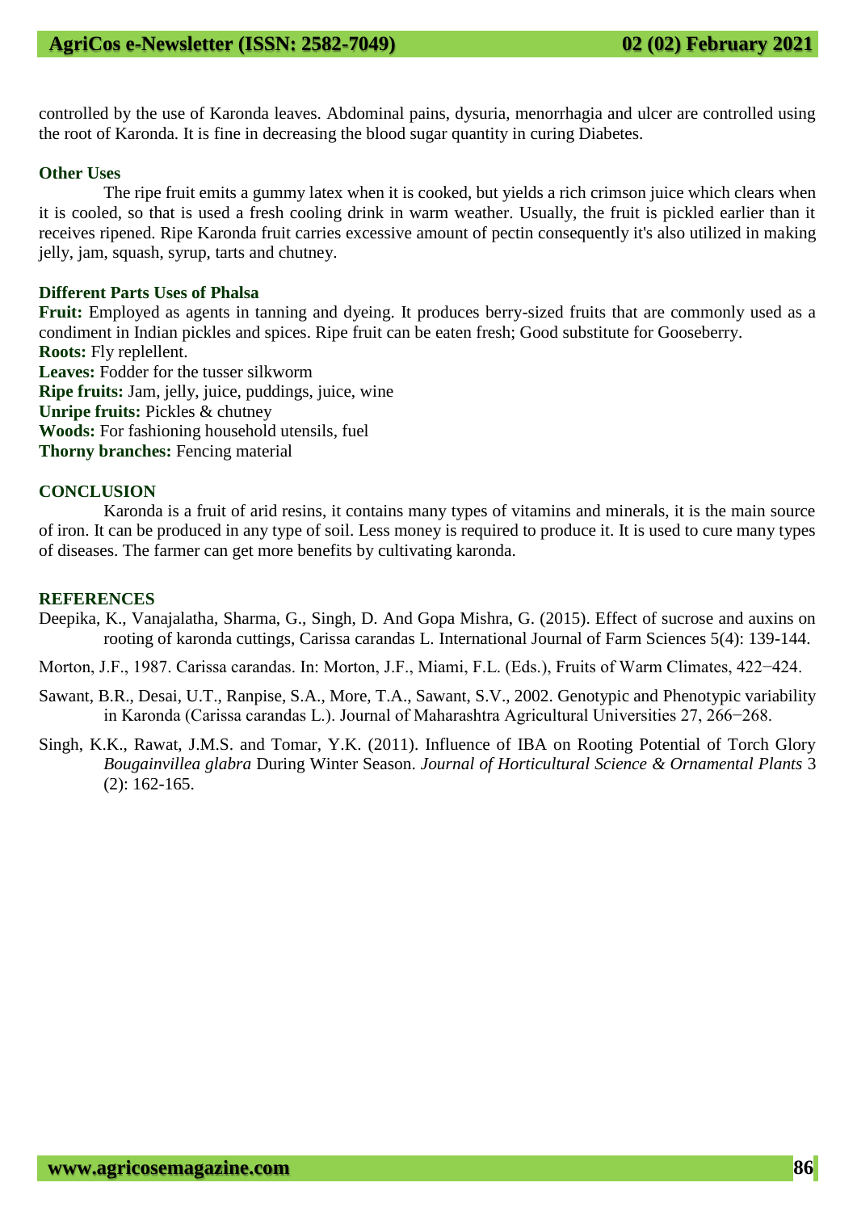controlled by the use of Karonda leaves. Abdominal pains, dysuria, menorrhagia and ulcer are controlled using the root of Karonda. It is fine in decreasing the blood sugar quantity in curing Diabetes.

**Other Uses**

The ripe fruit emits a gummy latex when it is cooked, but yields a rich crimson juice which clears when it is cooled, so that is used a fresh cooling drink in warm weather. Usually, the fruit is pickled earlier than it receives ripened. Ripe Karonda fruit carries excessive amount of pectin consequently it's also utilized in making jelly, jam, squash, syrup, tarts and chutney.

**Different Parts Uses of Phalsa**

**Fruit:** Employed as agents in tanning and dyeing. It produces berry-sized fruits that are commonly used as a condiment in Indian pickles and spices. Ripe fruit can be eaten fresh; Good substitute for Gooseberry.
**Roots:** Fly repellent.
**Leaves:** Fodder for the tusser silkworm
**Ripe fruits:** Jam, jelly, juice, puddings, juice, wine
**Unripe fruits:** Pickles & chutney
**Woods:** For fashioning household utensils, fuel
**Thorny branches:** Fencing material

**CONCLUSION**

Karonda is a fruit of arid resins, it contains many types of vitamins and minerals, it is the main source of iron. It can be produced in any type of soil. Less money is required to produce it. It is used to cure many types of diseases. The farmer can get more benefits by cultivating karonda.

**REFERENCES**

Deepika, K., Vanajalatha, Sharma, G., Singh, D. And Gopa Mishra, G. (2015). Effect of sucrose and auxins on rooting of karonda cuttings, Carissa carandas L. International Journal of Farm Sciences 5(4): 139-144.

Morton, J.F., 1987. Carissa carandas. In: Morton, J.F., Miami, F.L. (Eds.), Fruits of Warm Climates, 422−424.

Sawant, B.R., Desai, U.T., Ranpise, S.A., More, T.A., Sawant, S.V., 2002. Genotypic and Phenotypic variability in Karonda (Carissa carandas L.). Journal of Maharashtra Agricultural Universities 27, 266−268.

Singh, K.K., Rawat, J.M.S. and Tomar, Y.K. (2011). Influence of IBA on Rooting Potential of Torch Glory *Bougainvillea glabra* During Winter Season. *Journal of Horticultural Science & Ornamental Plants* 3 (2): 162-165.